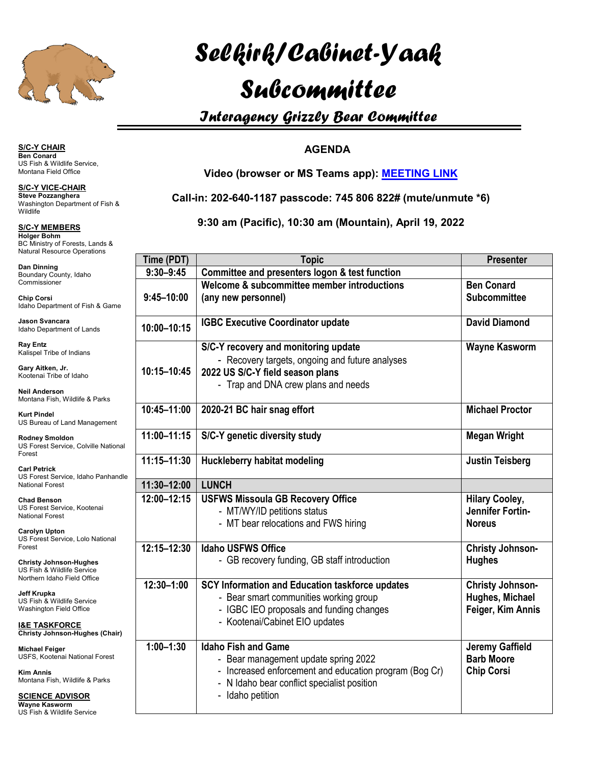# Selkirk/Cabinet-Yaak Subcommittee

## Interagency Grizzly Bear Committee

**S/C-Y CHAIR**
**Ben Conard**
US Fish & Wildlife Service, Montana Field Office

**S/C-Y VICE-CHAIR**
**Steve Pozzanghera**
Washington Department of Fish & Wildlife

**S/C-Y MEMBERS**
**Holger Bohm**
BC Ministry of Forests, Lands & Natural Resource Operations

**Dan Dinning**
Boundary County, Idaho Commissioner

**Chip Corsi**
Idaho Department of Fish & Game

**Jason Svancara**
Idaho Department of Lands

**Ray Entz**
Kalispel Tribe of Indians

**Gary Aitken, Jr.**
Kootenai Tribe of Idaho

**Neil Anderson**
Montana Fish, Wildlife & Parks

**Kurt Pindel**
US Bureau of Land Management

**Rodney Smoldon**
US Forest Service, Colville National Forest

**Carl Petrick**
US Forest Service, Idaho Panhandle National Forest

**Chad Benson**
US Forest Service, Kootenai National Forest

**Carolyn Upton**
US Forest Service, Lolo National Forest

**Christy Johnson-Hughes**
US Fish & Wildlife Service Northern Idaho Field Office

**Jeff Krupka**
US Fish & Wildlife Service Washington Field Office

**I&E TASKFORCE**
**Christy Johnson-Hughes (Chair)**

**Michael Feiger**
USFS, Kootenai National Forest

**Kim Annis**
Montana Fish, Wildlife & Parks

**SCIENCE ADVISOR**
**Wayne Kasworm**
US Fish & Wildlife Service

### AGENDA

**Video (browser or MS Teams app): MEETING LINK**

**Call-in: 202-640-1187 passcode: 745 806 822# (mute/unmute *6)**

**9:30 am (Pacific), 10:30 am (Mountain), April 19, 2022**

| Time (PDT) | Topic | Presenter |
|---|---|---|
| 9:30–9:45 | **Committee and presenters logon & test function** | |
| 9:45–10:00 | **Welcome & subcommittee member introductions (any new personnel)** | **Ben Conard Subcommittee** |
| 10:00–10:15 | **IGBC Executive Coordinator update** | **David Diamond** |
| 10:15–10:45 | **S/C-Y recovery and monitoring update**<br>- Recovery targets, ongoing and future analyses<br>**2022 US S/C-Y field season plans**<br>- Trap and DNA crew plans and needs | **Wayne Kasworm** |
| 10:45–11:00 | **2020-21 BC hair snag effort** | **Michael Proctor** |
| 11:00–11:15 | **S/C-Y genetic diversity study** | **Megan Wright** |
| 11:15–11:30 | **Huckleberry habitat modeling** | **Justin Teisberg** |
| 11:30–12:00 | **LUNCH** | |
| 12:00–12:15 | **USFWS Missoula GB Recovery Office**<br>- MT/WY/ID petitions status<br>- MT bear relocations and FWS hiring | **Hilary Cooley, Jennifer Fortin-Noreus** |
| 12:15–12:30 | **Idaho USFWS Office**<br>- GB recovery funding, GB staff introduction | **Christy Johnson-Hughes** |
| 12:30–1:00 | **SCY Information and Education taskforce updates**<br>- Bear smart communities working group<br>- IGBC IEO proposals and funding changes<br>- Kootenai/Cabinet EIO updates | **Christy Johnson-Hughes, Michael Feiger, Kim Annis** |
| 1:00–1:30 | **Idaho Fish and Game**<br>- Bear management update spring 2022<br>- Increased enforcement and education program (Bog Cr)<br>- N Idaho bear conflict specialist position<br>- Idaho petition | **Jeremy Gaffield<br>Barb Moore<br>Chip Corsi** |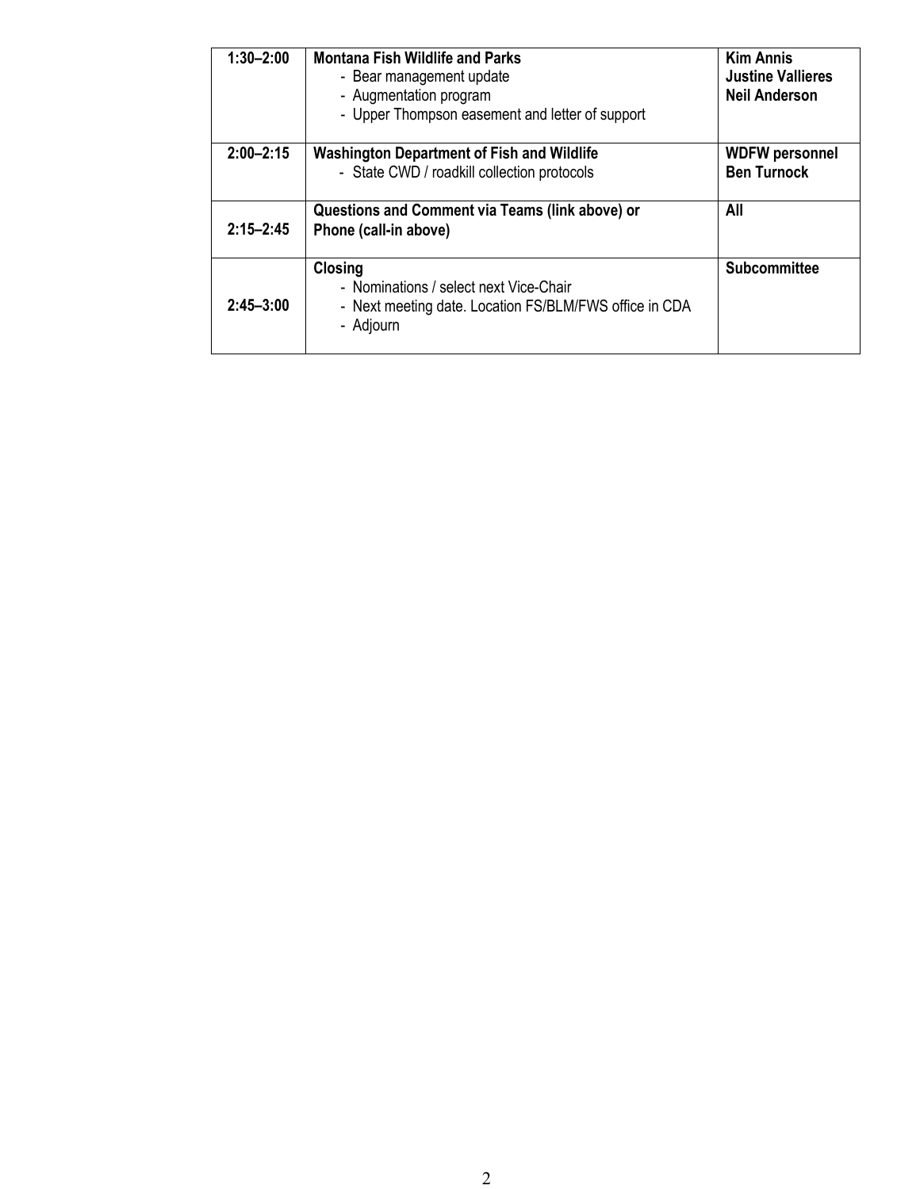| | | |
|---|---|---|
| **1:30–2:00** | **Montana Fish Wildlife and Parks**<br>- Bear management update<br>- Augmentation program<br>- Upper Thompson easement and letter of support | **Kim Annis**<br>**Justine Vallieres**<br>**Neil Anderson** |
| **2:00–2:15** | **Washington Department of Fish and Wildlife**<br>- State CWD / roadkill collection protocols | **WDFW personnel**<br>**Ben Turnock** |
| **2:15–2:45** | **Questions and Comment via Teams (link above) or Phone (call-in above)** | **All** |
| **2:45–3:00** | **Closing**<br>- Nominations / select next Vice-Chair<br>- Next meeting date. Location FS/BLM/FWS office in CDA<br>- Adjourn | **Subcommittee** |